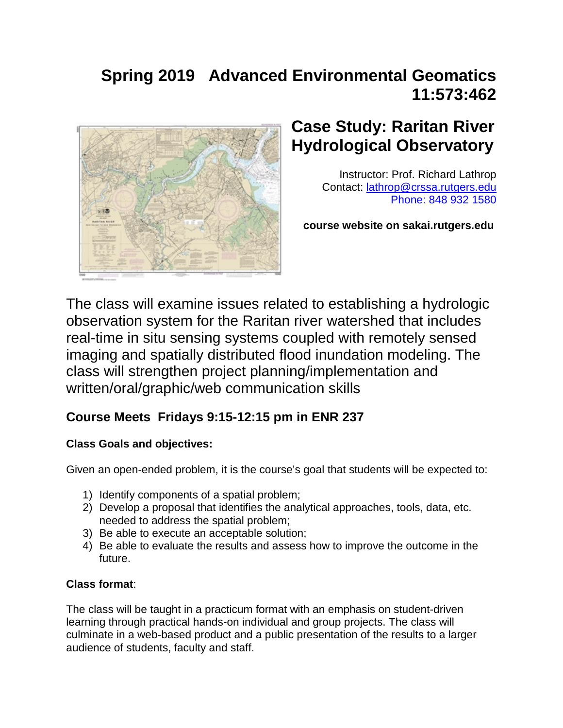# Spring 2019 Advanced Environmental Geomatics 11:573:462

## Case Study: Raritan River Hydrological Observatory

Instructor: Prof. Richard Lathrop
Contact: lathrop@crssa.rutgers.edu
Phone: 848 932 1580

**course website on sakai.rutgers.edu**

The class will examine issues related to establishing a hydrologic observation system for the Raritan river watershed that includes real-time in situ sensing systems coupled with remotely sensed imaging and spatially distributed flood inundation modeling. The class will strengthen project planning/implementation and written/oral/graphic/web communication skills

### Course Meets Fridays 9:15-12:15 pm in ENR 237

**Class Goals and objectives:**

Given an open-ended problem, it is the course's goal that students will be expected to:

1) Identify components of a spatial problem;
2) Develop a proposal that identifies the analytical approaches, tools, data, etc. needed to address the spatial problem;
3) Be able to execute an acceptable solution;
4) Be able to evaluate the results and assess how to improve the outcome in the future.

**Class format**:

The class will be taught in a practicum format with an emphasis on student-driven learning through practical hands-on individual and group projects. The class will culminate in a web-based product and a public presentation of the results to a larger audience of students, faculty and staff.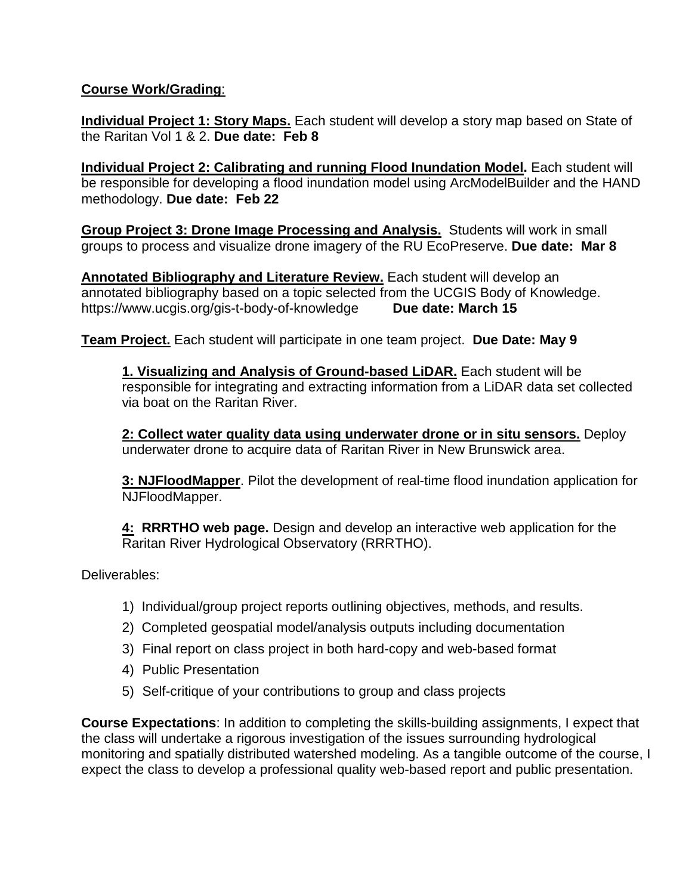**Course Work/Grading**:

**Individual Project 1: Story Maps.** Each student will develop a story map based on State of the Raritan Vol 1 & 2. **Due date: Feb 8**

**Individual Project 2: Calibrating and running Flood Inundation Model.** Each student will be responsible for developing a flood inundation model using ArcModelBuilder and the HAND methodology. **Due date: Feb 22**

**Group Project 3: Drone Image Processing and Analysis.** Students will work in small groups to process and visualize drone imagery of the RU EcoPreserve. **Due date: Mar 8**

**Annotated Bibliography and Literature Review.** Each student will develop an annotated bibliography based on a topic selected from the UCGIS Body of Knowledge. https://www.ucgis.org/gis-t-body-of-knowledge **Due date: March 15**

**Team Project.** Each student will participate in one team project. **Due Date: May 9**

> **1. Visualizing and Analysis of Ground-based LiDAR.** Each student will be responsible for integrating and extracting information from a LiDAR data set collected via boat on the Raritan River.
>
> **2: Collect water quality data using underwater drone or in situ sensors.** Deploy underwater drone to acquire data of Raritan River in New Brunswick area.
>
> **3: NJFloodMapper**. Pilot the development of real-time flood inundation application for NJFloodMapper.
>
> **4: RRRTHO web page.** Design and develop an interactive web application for the Raritan River Hydrological Observatory (RRRTHO).

Deliverables:

1) Individual/group project reports outlining objectives, methods, and results.
2) Completed geospatial model/analysis outputs including documentation
3) Final report on class project in both hard-copy and web-based format
4) Public Presentation
5) Self-critique of your contributions to group and class projects

**Course Expectations**: In addition to completing the skills-building assignments, I expect that the class will undertake a rigorous investigation of the issues surrounding hydrological monitoring and spatially distributed watershed modeling. As a tangible outcome of the course, I expect the class to develop a professional quality web-based report and public presentation.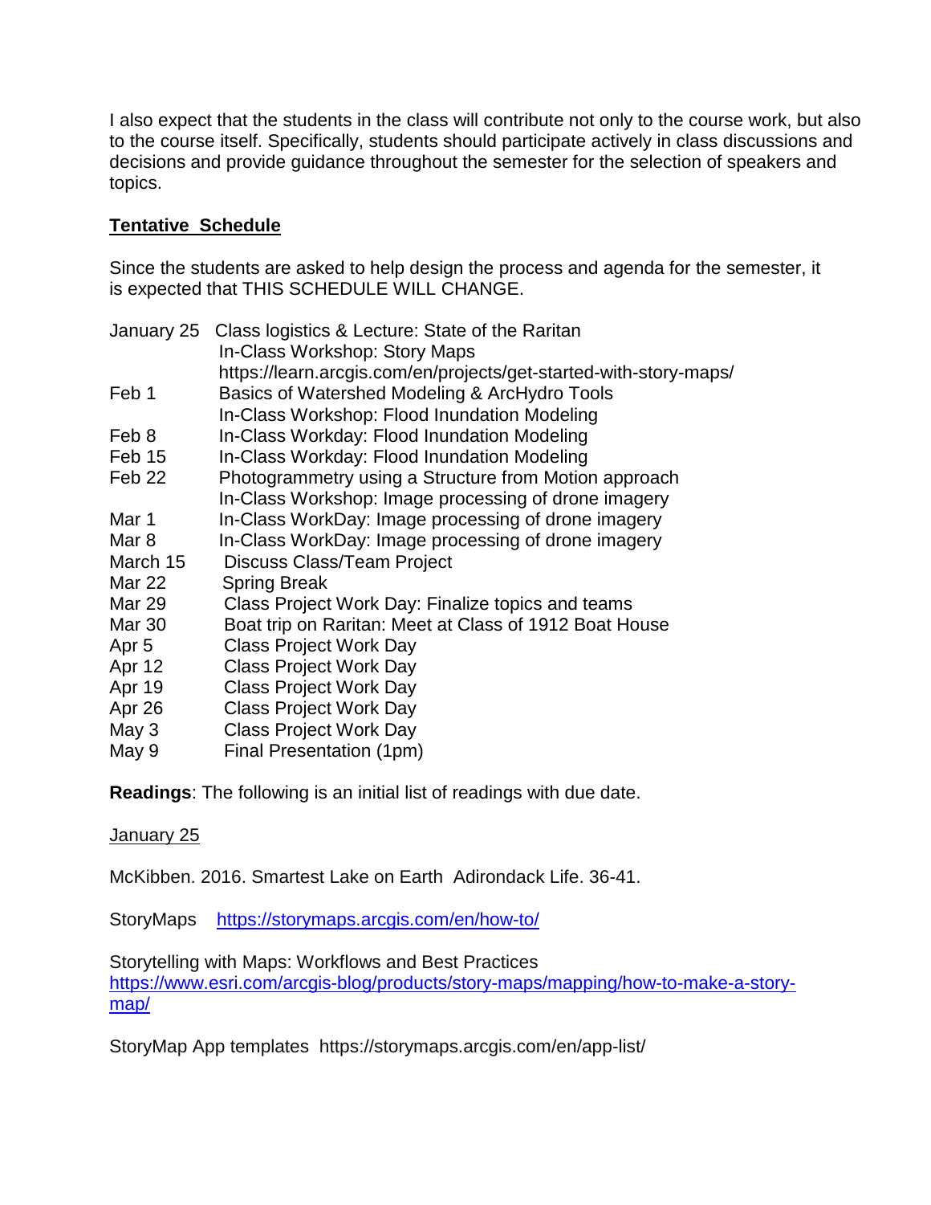I also expect that the students in the class will contribute not only to the course work, but also to the course itself. Specifically, students should participate actively in class discussions and decisions and provide guidance throughout the semester for the selection of speakers and topics.

## Tentative Schedule

Since the students are asked to help design the process and agenda for the semester, it is expected that THIS SCHEDULE WILL CHANGE.

| | |
|---|---|
| January 25 | Class logistics & Lecture: State of the Raritan<br>In-Class Workshop: Story Maps<br>https://learn.arcgis.com/en/projects/get-started-with-story-maps/ |
| Feb 1 | Basics of Watershed Modeling & ArcHydro Tools<br>In-Class Workshop: Flood Inundation Modeling |
| Feb 8 | In-Class Workday: Flood Inundation Modeling |
| Feb 15 | In-Class Workday: Flood Inundation Modeling |
| Feb 22 | Photogrammetry using a Structure from Motion approach<br>In-Class Workshop: Image processing of drone imagery |
| Mar 1 | In-Class WorkDay: Image processing of drone imagery |
| Mar 8 | In-Class WorkDay: Image processing of drone imagery |
| March 15 | Discuss Class/Team Project |
| Mar 22 | Spring Break |
| Mar 29 | Class Project Work Day: Finalize topics and teams |
| Mar 30 | Boat trip on Raritan: Meet at Class of 1912 Boat House |
| Apr 5 | Class Project Work Day |
| Apr 12 | Class Project Work Day |
| Apr 19 | Class Project Work Day |
| Apr 26 | Class Project Work Day |
| May 3 | Class Project Work Day |
| May 9 | Final Presentation (1pm) |

**Readings**: The following is an initial list of readings with due date.

January 25

McKibben. 2016. Smartest Lake on Earth Adirondack Life. 36-41.

StoryMaps https://storymaps.arcgis.com/en/how-to/

Storytelling with Maps: Workflows and Best Practices
https://www.esri.com/arcgis-blog/products/story-maps/mapping/how-to-make-a-story-map/

StoryMap App templates https://storymaps.arcgis.com/en/app-list/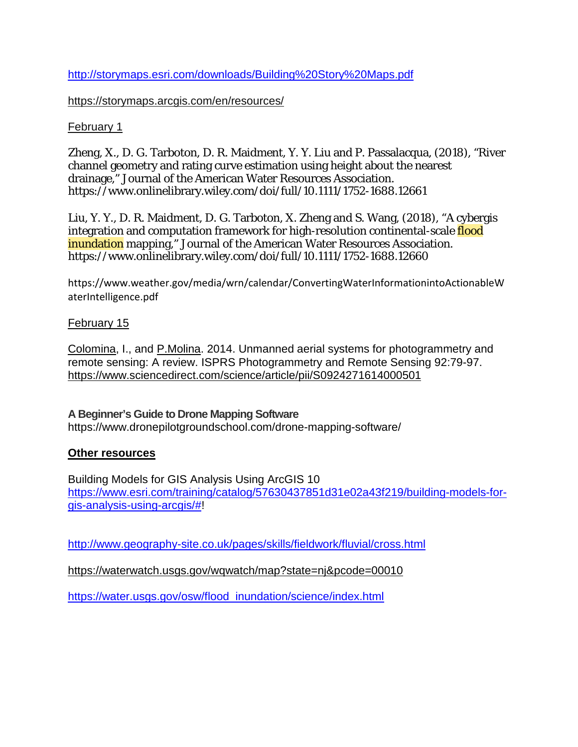http://storymaps.esri.com/downloads/Building%20Story%20Maps.pdf

https://storymaps.arcgis.com/en/resources/

February 1

Zheng, X., D. G. Tarboton, D. R. Maidment, Y. Y. Liu and P. Passalacqua, (2018), "River channel geometry and rating curve estimation using height about the nearest drainage," Journal of the American Water Resources Association. https://www.onlinelibrary.wiley.com/doi/full/10.1111/1752-1688.12661

Liu, Y. Y., D. R. Maidment, D. G. Tarboton, X. Zheng and S. Wang, (2018), "A cybergis integration and computation framework for high-resolution continental-scale flood inundation mapping," Journal of the American Water Resources Association. https://www.onlinelibrary.wiley.com/doi/full/10.1111/1752-1688.12660

https://www.weather.gov/media/wrn/calendar/ConvertingWaterInformationintoActionableWaterIntelligence.pdf

February 15

Colomina, I., and P.Molina. 2014. Unmanned aerial systems for photogrammetry and remote sensing: A review. ISPRS Photogrammetry and Remote Sensing 92:79-97. https://www.sciencedirect.com/science/article/pii/S0924271614000501

**A Beginner's Guide to Drone Mapping Software**
https://www.dronepilotgroundschool.com/drone-mapping-software/

**Other resources**

Building Models for GIS Analysis Using ArcGIS 10
https://www.esri.com/training/catalog/57630437851d31e02a43f219/building-models-for-gis-analysis-using-arcgis/#!

http://www.geography-site.co.uk/pages/skills/fieldwork/fluvial/cross.html

https://waterwatch.usgs.gov/wqwatch/map?state=nj&pcode=00010

https://water.usgs.gov/osw/flood_inundation/science/index.html